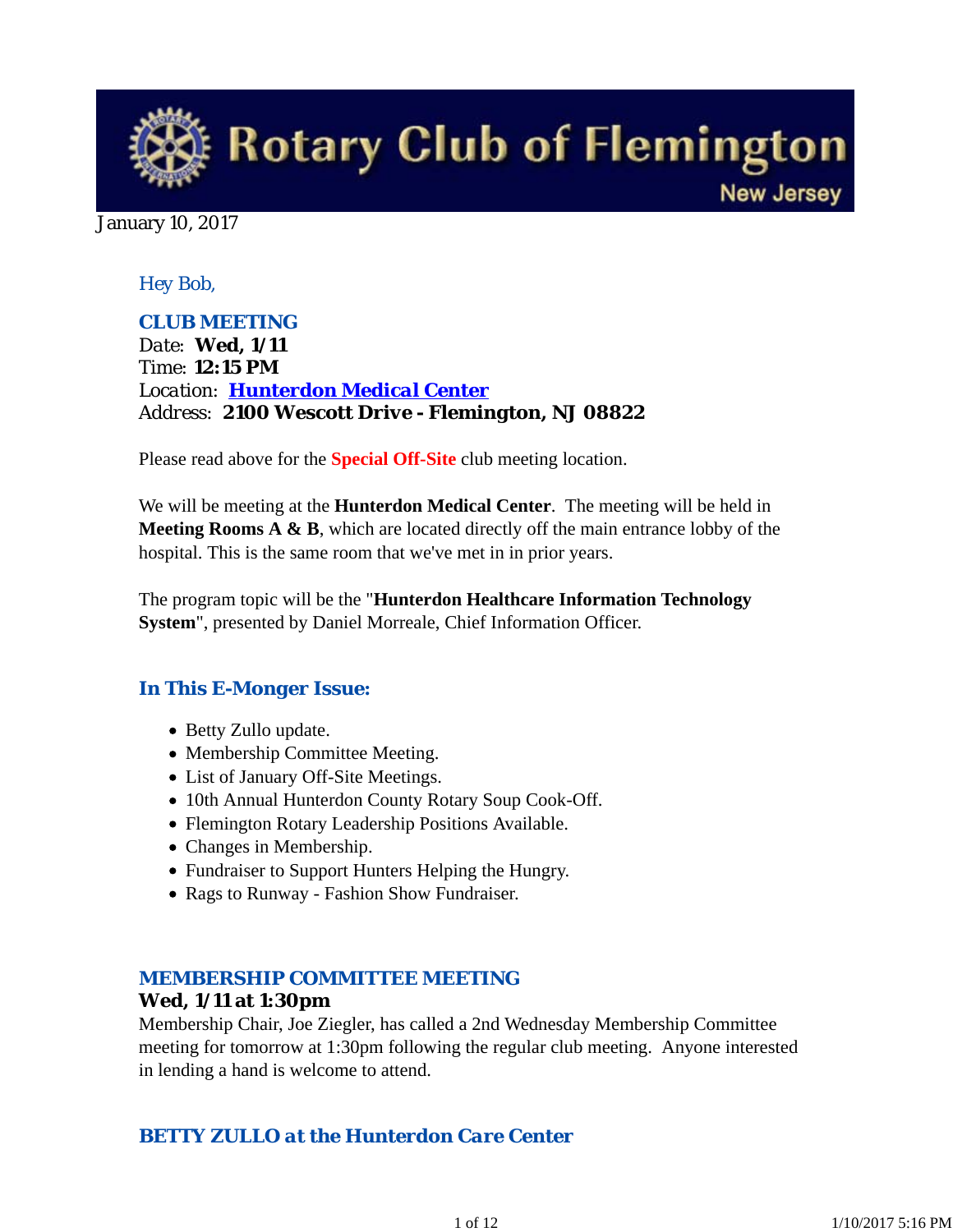# Rotary Club of Flemington New Jersey

January 10, 2017

Hey Bob,

**CLUB MEETING**
Date: **Wed, 1/11**
Time: **12:15 PM**
Location: **Hunterdon Medical Center**
Address: **2100 Wescott Drive - Flemington, NJ 08822**

Please read above for the **Special Off-Site** club meeting location.

We will be meeting at the **Hunterdon Medical Center**. The meeting will be held in **Meeting Rooms A & B**, which are located directly off the main entrance lobby of the hospital. This is the same room that we've met in in prior years.

The program topic will be the "**Hunterdon Healthcare Information Technology System**", presented by Daniel Morreale, Chief Information Officer.

## In This E-Monger Issue:

- Betty Zullo update.
- Membership Committee Meeting.
- List of January Off-Site Meetings.
- 10th Annual Hunterdon County Rotary Soup Cook-Off.
- Flemington Rotary Leadership Positions Available.
- Changes in Membership.
- Fundraiser to Support Hunters Helping the Hungry.
- Rags to Runway - Fashion Show Fundraiser.

## MEMBERSHIP COMMITTEE MEETING

**Wed, 1/11 at 1:30pm**
Membership Chair, Joe Ziegler, has called a 2nd Wednesday Membership Committee meeting for tomorrow at 1:30pm following the regular club meeting. Anyone interested in lending a hand is welcome to attend.

## *BETTY ZULLO at the Hunterdon Care Center*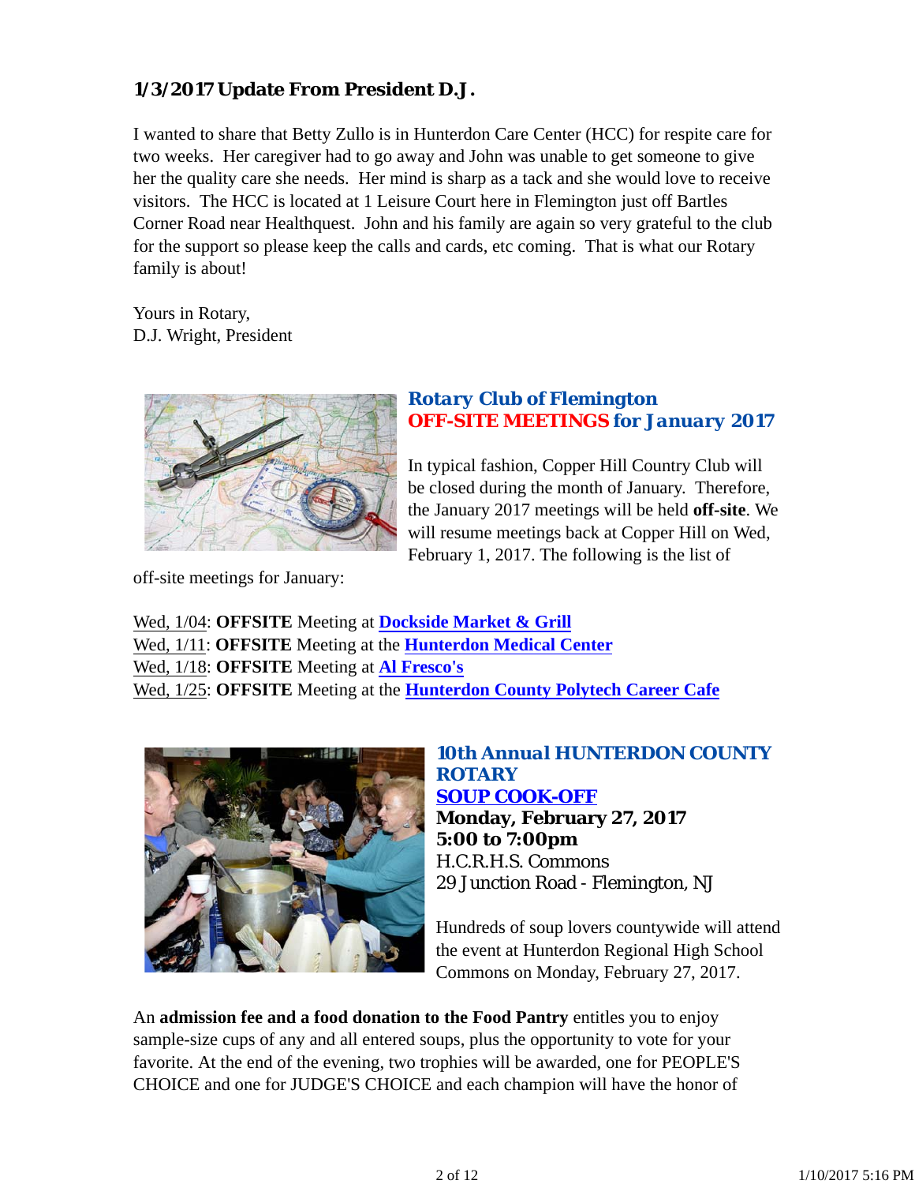### 1/3/2017 Update From President D.J.

I wanted to share that Betty Zullo is in Hunterdon Care Center (HCC) for respite care for two weeks. Her caregiver had to go away and John was unable to get someone to give her the quality care she needs. Her mind is sharp as a tack and she would love to receive visitors. The HCC is located at 1 Leisure Court here in Flemington just off Bartles Corner Road near Healthquest. John and his family are again so very grateful to the club for the support so please keep the calls and cards, etc coming. That is what our Rotary family is about!

Yours in Rotary,
D.J. Wright, President

### *Rotary Club of Flemington*
### *OFF-SITE MEETINGS for January 2017*

In typical fashion, Copper Hill Country Club will be closed during the month of January. Therefore, the January 2017 meetings will be held **off-site**. We will resume meetings back at Copper Hill on Wed, February 1, 2017. The following is the list of off-site meetings for January:

Wed, 1/04: **OFFSITE** Meeting at **Dockside Market & Grill**
Wed, 1/11: **OFFSITE** Meeting at the **Hunterdon Medical Center**
Wed, 1/18: **OFFSITE** Meeting at **Al Fresco's**
Wed, 1/25: **OFFSITE** Meeting at the **Hunterdon County Polytech Career Cafe**

### *10th Annual HUNTERDON COUNTY ROTARY*
### *SOUP COOK-OFF*

**Monday, February 27, 2017**
**5:00 to 7:00pm**
H.C.R.H.S. Commons
29 Junction Road - Flemington, NJ

Hundreds of soup lovers countywide will attend the event at Hunterdon Regional High School Commons on Monday, February 27, 2017.

An **admission fee and a food donation to the Food Pantry** entitles you to enjoy sample-size cups of any and all entered soups, plus the opportunity to vote for your favorite. At the end of the evening, two trophies will be awarded, one for PEOPLE'S CHOICE and one for JUDGE'S CHOICE and each champion will have the honor of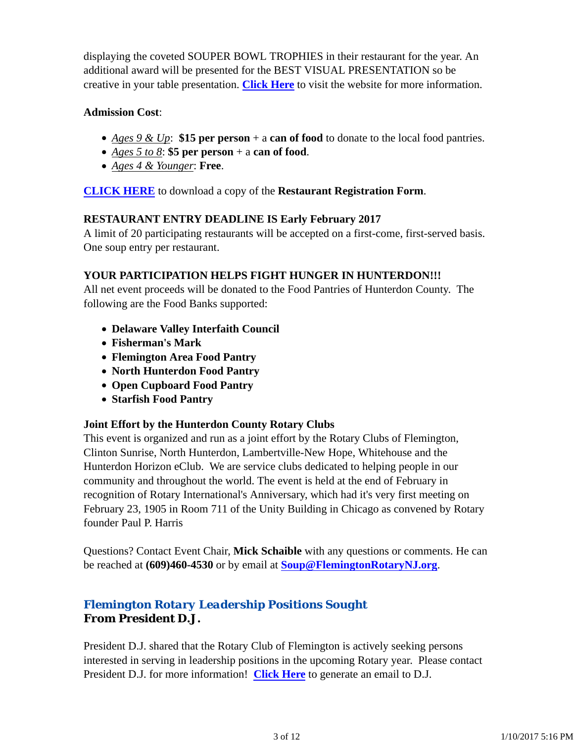displaying the coveted SOUPER BOWL TROPHIES in their restaurant for the year. An additional award will be presented for the BEST VISUAL PRESENTATION so be creative in your table presentation. **Click Here** to visit the website for more information.

**Admission Cost**:

- *Ages 9 & Up*: **$15 per person** + a **can of food** to donate to the local food pantries.
- *Ages 5 to 8*: **$5 per person** + a **can of food**.
- *Ages 4 & Younger*: **Free**.

**CLICK HERE** to download a copy of the **Restaurant Registration Form**.

**RESTAURANT ENTRY DEADLINE IS Early February 2017**
A limit of 20 participating restaurants will be accepted on a first-come, first-served basis. One soup entry per restaurant.

**YOUR PARTICIPATION HELPS FIGHT HUNGER IN HUNTERDON!!!**
All net event proceeds will be donated to the Food Pantries of Hunterdon County. The following are the Food Banks supported:

- **Delaware Valley Interfaith Council**
- **Fisherman's Mark**
- **Flemington Area Food Pantry**
- **North Hunterdon Food Pantry**
- **Open Cupboard Food Pantry**
- **Starfish Food Pantry**

**Joint Effort by the Hunterdon County Rotary Clubs**
This event is organized and run as a joint effort by the Rotary Clubs of Flemington, Clinton Sunrise, North Hunterdon, Lambertville-New Hope, Whitehouse and the Hunterdon Horizon eClub. We are service clubs dedicated to helping people in our community and throughout the world. The event is held at the end of February in recognition of Rotary International's Anniversary, which had it's very first meeting on February 23, 1905 in Room 711 of the Unity Building in Chicago as convened by Rotary founder Paul P. Harris

Questions? Contact Event Chair, **Mick Schaible** with any questions or comments. He can be reached at **(609)460-4530** or by email at **Soup@FlemingtonRotaryNJ.org**.

## *Flemington Rotary Leadership Positions Sought*
**From President D.J.**

President D.J. shared that the Rotary Club of Flemington is actively seeking persons interested in serving in leadership positions in the upcoming Rotary year. Please contact President D.J. for more information! **Click Here** to generate an email to D.J.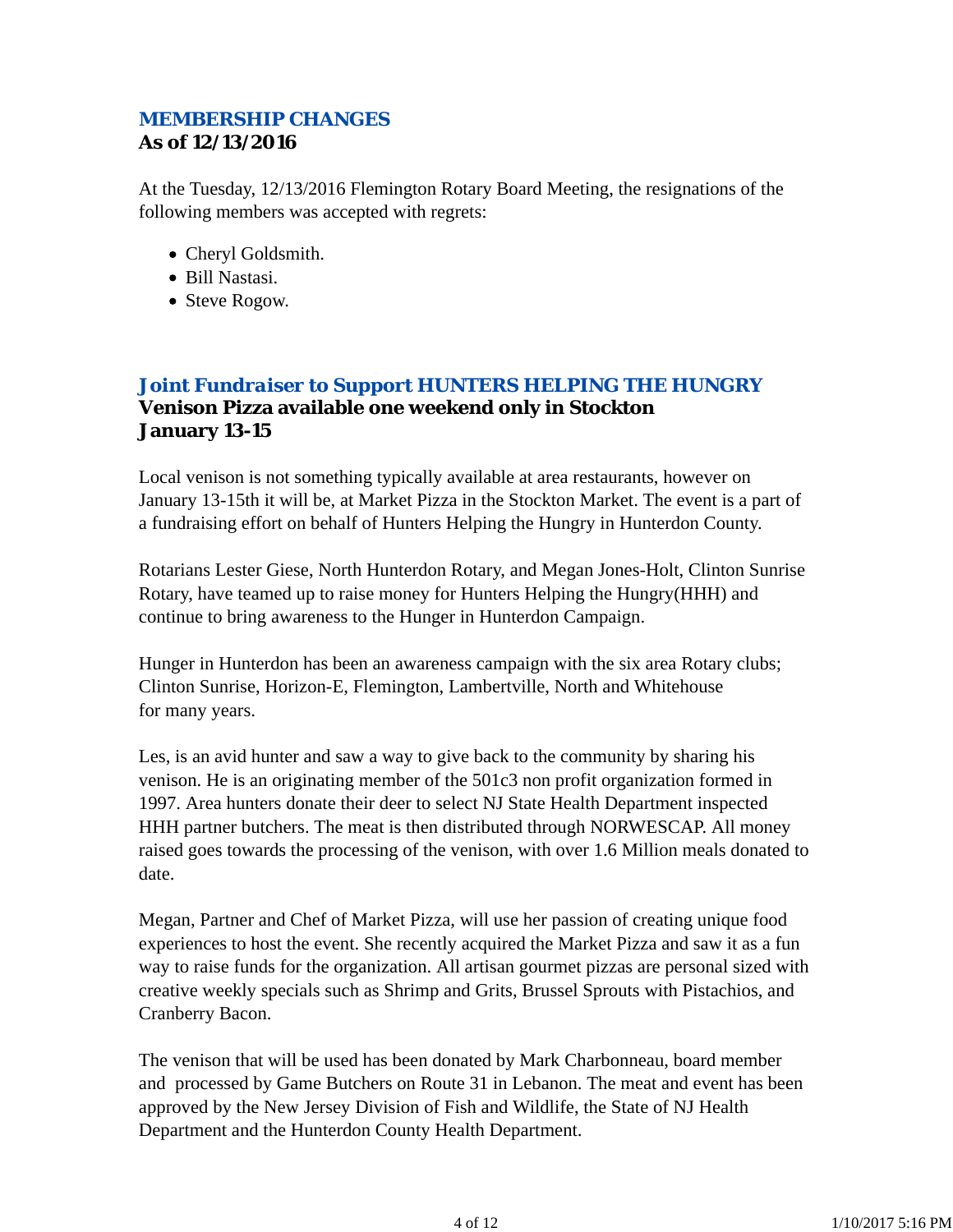## MEMBERSHIP CHANGES

**As of 12/13/2016**

At the Tuesday, 12/13/2016 Flemington Rotary Board Meeting, the resignations of the following members was accepted with regrets:

- Cheryl Goldsmith.
- Bill Nastasi.
- Steve Rogow.

## Joint Fundraiser to Support HUNTERS HELPING THE HUNGRY

**Venison Pizza available one weekend only in Stockton**
**January 13-15**

Local venison is not something typically available at area restaurants, however on January 13-15th it will be, at Market Pizza in the Stockton Market. The event is a part of a fundraising effort on behalf of Hunters Helping the Hungry in Hunterdon County.

Rotarians Lester Giese, North Hunterdon Rotary, and Megan Jones-Holt, Clinton Sunrise Rotary, have teamed up to raise money for Hunters Helping the Hungry(HHH) and continue to bring awareness to the Hunger in Hunterdon Campaign.

Hunger in Hunterdon has been an awareness campaign with the six area Rotary clubs; Clinton Sunrise, Horizon-E, Flemington, Lambertville, North and Whitehouse for many years.

Les, is an avid hunter and saw a way to give back to the community by sharing his venison. He is an originating member of the 501c3 non profit organization formed in 1997. Area hunters donate their deer to select NJ State Health Department inspected HHH partner butchers. The meat is then distributed through NORWESCAP. All money raised goes towards the processing of the venison, with over 1.6 Million meals donated to date.

Megan, Partner and Chef of Market Pizza, will use her passion of creating unique food experiences to host the event. She recently acquired the Market Pizza and saw it as a fun way to raise funds for the organization. All artisan gourmet pizzas are personal sized with creative weekly specials such as Shrimp and Grits, Brussel Sprouts with Pistachios, and Cranberry Bacon.

The venison that will be used has been donated by Mark Charbonneau, board member and processed by Game Butchers on Route 31 in Lebanon. The meat and event has been approved by the New Jersey Division of Fish and Wildlife, the State of NJ Health Department and the Hunterdon County Health Department.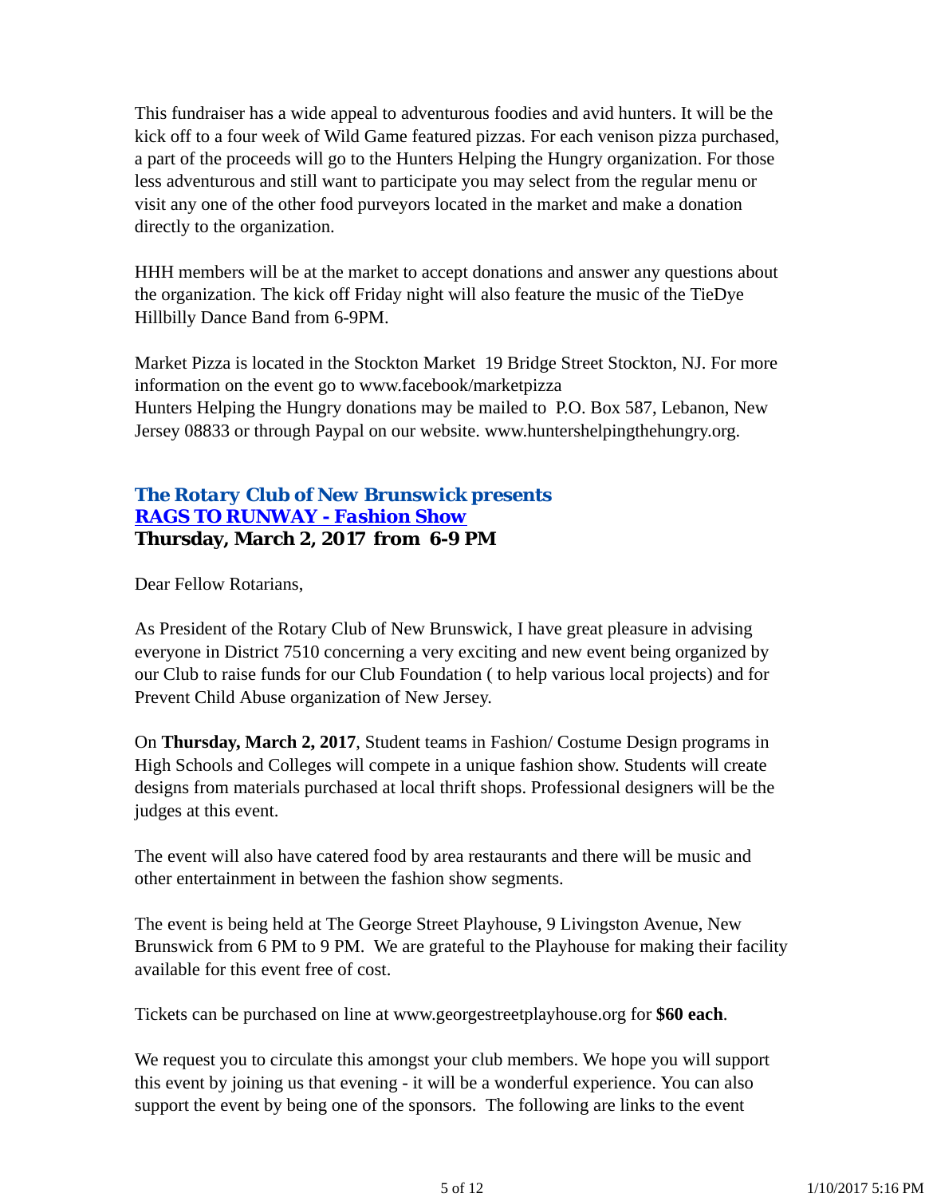This fundraiser has a wide appeal to adventurous foodies and avid hunters. It will be the kick off to a four week of Wild Game featured pizzas. For each venison pizza purchased, a part of the proceeds will go to the Hunters Helping the Hungry organization. For those less adventurous and still want to participate you may select from the regular menu or visit any one of the other food purveyors located in the market and make a donation directly to the organization.

HHH members will be at the market to accept donations and answer any questions about the organization. The kick off Friday night will also feature the music of the TieDye Hillbilly Dance Band from 6-9PM.

Market Pizza is located in the Stockton Market 19 Bridge Street Stockton, NJ. For more information on the event go to www.facebook/marketpizza
Hunters Helping the Hungry donations may be mailed to P.O. Box 587, Lebanon, New Jersey 08833 or through Paypal on our website. www.huntershelpingthehungry.org.

### *The Rotary Club of New Brunswick presents*
### *RAGS TO RUNWAY - Fashion Show*
**Thursday, March 2, 2017 from 6-9 PM**

Dear Fellow Rotarians,

As President of the Rotary Club of New Brunswick, I have great pleasure in advising everyone in District 7510 concerning a very exciting and new event being organized by our Club to raise funds for our Club Foundation ( to help various local projects) and for Prevent Child Abuse organization of New Jersey.

On **Thursday, March 2, 2017**, Student teams in Fashion/ Costume Design programs in High Schools and Colleges will compete in a unique fashion show. Students will create designs from materials purchased at local thrift shops. Professional designers will be the judges at this event.

The event will also have catered food by area restaurants and there will be music and other entertainment in between the fashion show segments.

The event is being held at The George Street Playhouse, 9 Livingston Avenue, New Brunswick from 6 PM to 9 PM. We are grateful to the Playhouse for making their facility available for this event free of cost.

Tickets can be purchased on line at www.georgestreetplayhouse.org for **$60 each**.

We request you to circulate this amongst your club members. We hope you will support this event by joining us that evening - it will be a wonderful experience. You can also support the event by being one of the sponsors. The following are links to the event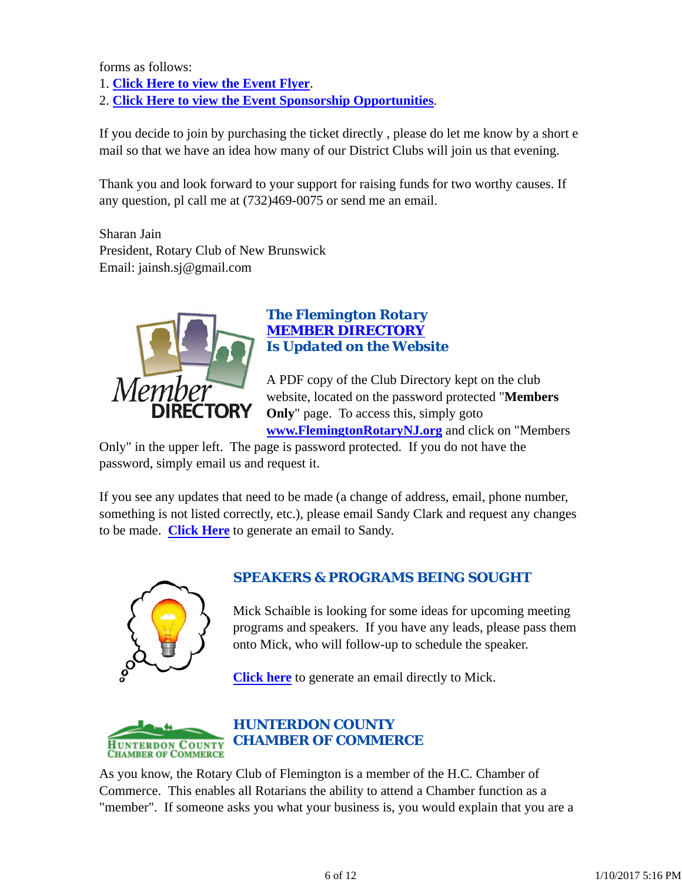forms as follows:
1. **Click Here to view the Event Flyer**.
2. **Click Here to view the Event Sponsorship Opportunities**.

If you decide to join by purchasing the ticket directly , please do let me know by a short e mail so that we have an idea how many of our District Clubs will join us that evening.

Thank you and look forward to your support for raising funds for two worthy causes. If any question, pl call me at (732)469-0075 or send me an email.

Sharan Jain
President, Rotary Club of New Brunswick
Email: jainsh.sj@gmail.com

## The Flemington Rotary MEMBER DIRECTORY Is Updated on the Website

A PDF copy of the Club Directory kept on the club website, located on the password protected "**Members Only**" page. To access this, simply goto **www.FlemingtonRotaryNJ.org** and click on "Members Only" in the upper left. The page is password protected. If you do not have the password, simply email us and request it.

If you see any updates that need to be made (a change of address, email, phone number, something is not listed correctly, etc.), please email Sandy Clark and request any changes to be made. **Click Here** to generate an email to Sandy.

## SPEAKERS & PROGRAMS BEING SOUGHT

Mick Schaible is looking for some ideas for upcoming meeting programs and speakers. If you have any leads, please pass them onto Mick, who will follow-up to schedule the speaker.

**Click here** to generate an email directly to Mick.

## HUNTERDON COUNTY CHAMBER OF COMMERCE

As you know, the Rotary Club of Flemington is a member of the H.C. Chamber of Commerce. This enables all Rotarians the ability to attend a Chamber function as a "member". If someone asks you what your business is, you would explain that you are a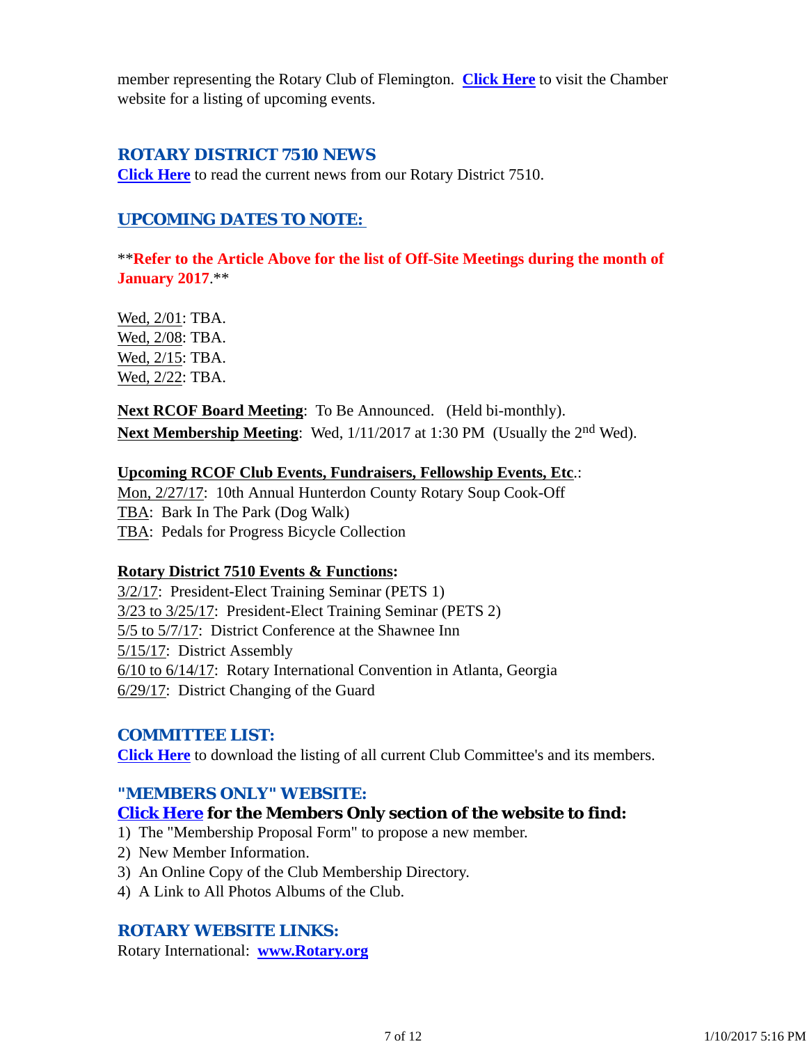member representing the Rotary Club of Flemington. **Click Here** to visit the Chamber website for a listing of upcoming events.

### ROTARY DISTRICT 7510 NEWS

**Click Here** to read the current news from our Rotary District 7510.

### UPCOMING DATES TO NOTE:

****Refer to the Article Above for the list of Off-Site Meetings during the month of January 2017**.**

Wed, 2/01: TBA.
Wed, 2/08: TBA.
Wed, 2/15: TBA.
Wed, 2/22: TBA.

**Next RCOF Board Meeting**: To Be Announced. (Held bi-monthly).
**Next Membership Meeting**: Wed, 1/11/2017 at 1:30 PM (Usually the 2nd Wed).

**Upcoming RCOF Club Events, Fundraisers, Fellowship Events, Etc**.:
Mon, 2/27/17: 10th Annual Hunterdon County Rotary Soup Cook-Off
TBA: Bark In The Park (Dog Walk)
TBA: Pedals for Progress Bicycle Collection

**Rotary District 7510 Events & Functions:**
3/2/17: President-Elect Training Seminar (PETS 1)
3/23 to 3/25/17: President-Elect Training Seminar (PETS 2)
5/5 to 5/7/17: District Conference at the Shawnee Inn
5/15/17: District Assembly
6/10 to 6/14/17: Rotary International Convention in Atlanta, Georgia
6/29/17: District Changing of the Guard

### COMMITTEE LIST:

**Click Here** to download the listing of all current Club Committee's and its members.

### "MEMBERS ONLY" WEBSITE:

**Click Here for the Members Only section of the website to find:**

1) The "Membership Proposal Form" to propose a new member.
2) New Member Information.
3) An Online Copy of the Club Membership Directory.
4) A Link to All Photos Albums of the Club.

### ROTARY WEBSITE LINKS:

Rotary International: **www.Rotary.org**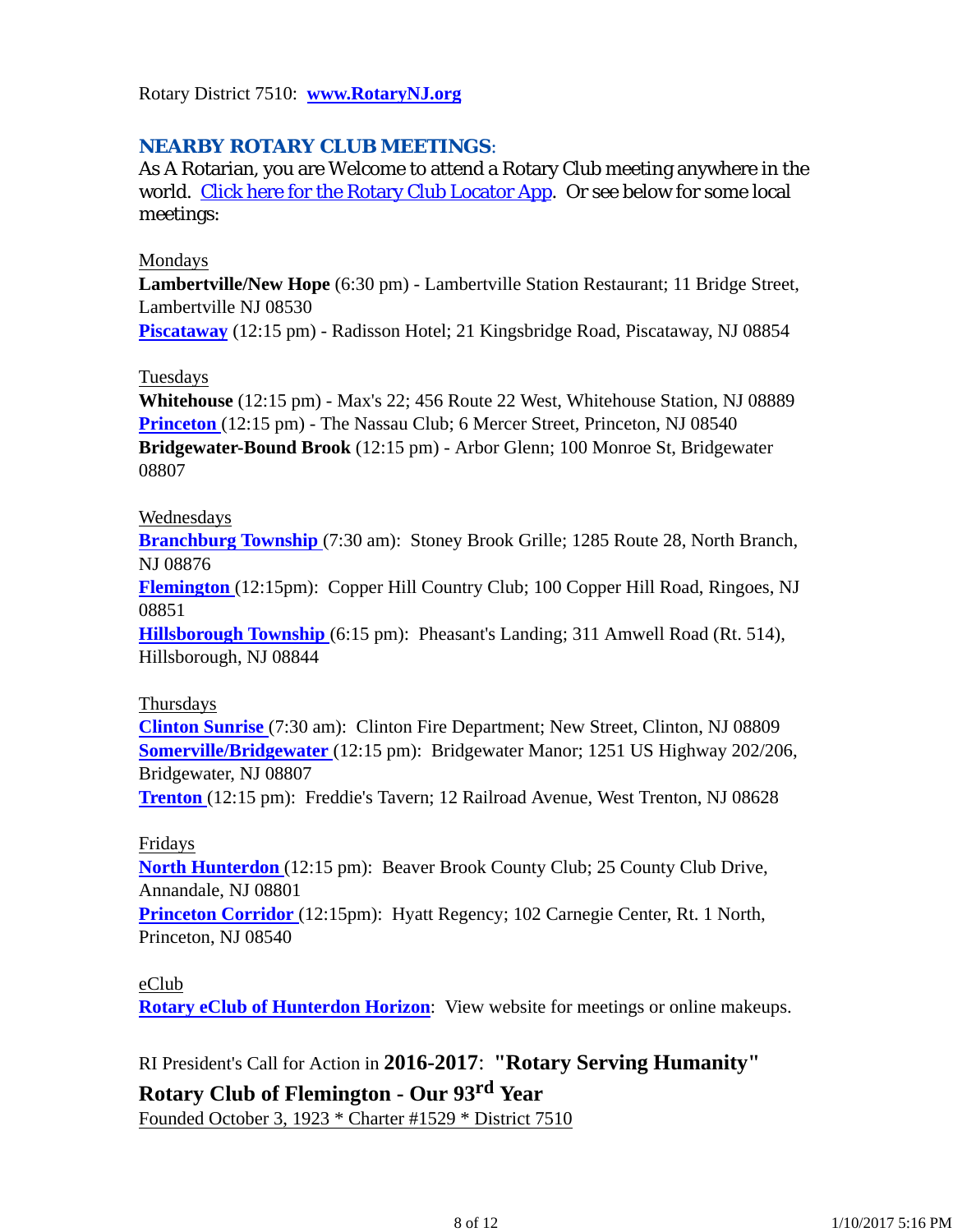Rotary District 7510: **www.RotaryNJ.org**

## NEARBY ROTARY CLUB MEETINGS:

As A Rotarian, you are Welcome to attend a Rotary Club meeting anywhere in the world. Click here for the Rotary Club Locator App. Or see below for some local meetings:

Mondays

**Lambertville/New Hope** (6:30 pm) - Lambertville Station Restaurant; 11 Bridge Street, Lambertville NJ 08530

**Piscataway** (12:15 pm) - Radisson Hotel; 21 Kingsbridge Road, Piscataway, NJ 08854

Tuesdays

**Whitehouse** (12:15 pm) - Max's 22; 456 Route 22 West, Whitehouse Station, NJ 08889

**Princeton** (12:15 pm) - The Nassau Club; 6 Mercer Street, Princeton, NJ 08540

**Bridgewater-Bound Brook** (12:15 pm) - Arbor Glenn; 100 Monroe St, Bridgewater 08807

Wednesdays

**Branchburg Township** (7:30 am): Stoney Brook Grille; 1285 Route 28, North Branch, NJ 08876

**Flemington** (12:15pm): Copper Hill Country Club; 100 Copper Hill Road, Ringoes, NJ 08851

**Hillsborough Township** (6:15 pm): Pheasant's Landing; 311 Amwell Road (Rt. 514), Hillsborough, NJ 08844

Thursdays

**Clinton Sunrise** (7:30 am): Clinton Fire Department; New Street, Clinton, NJ 08809

**Somerville/Bridgewater** (12:15 pm): Bridgewater Manor; 1251 US Highway 202/206, Bridgewater, NJ 08807

**Trenton** (12:15 pm): Freddie's Tavern; 12 Railroad Avenue, West Trenton, NJ 08628

Fridays

**North Hunterdon** (12:15 pm): Beaver Brook County Club; 25 County Club Drive, Annandale, NJ 08801

**Princeton Corridor** (12:15pm): Hyatt Regency; 102 Carnegie Center, Rt. 1 North, Princeton, NJ 08540

eClub

**Rotary eClub of Hunterdon Horizon**: View website for meetings or online makeups.

RI President's Call for Action in **2016-2017**: **"Rotary Serving Humanity"**

**Rotary Club of Flemington - Our 93rd Year**

Founded October 3, 1923 * Charter #1529 * District 7510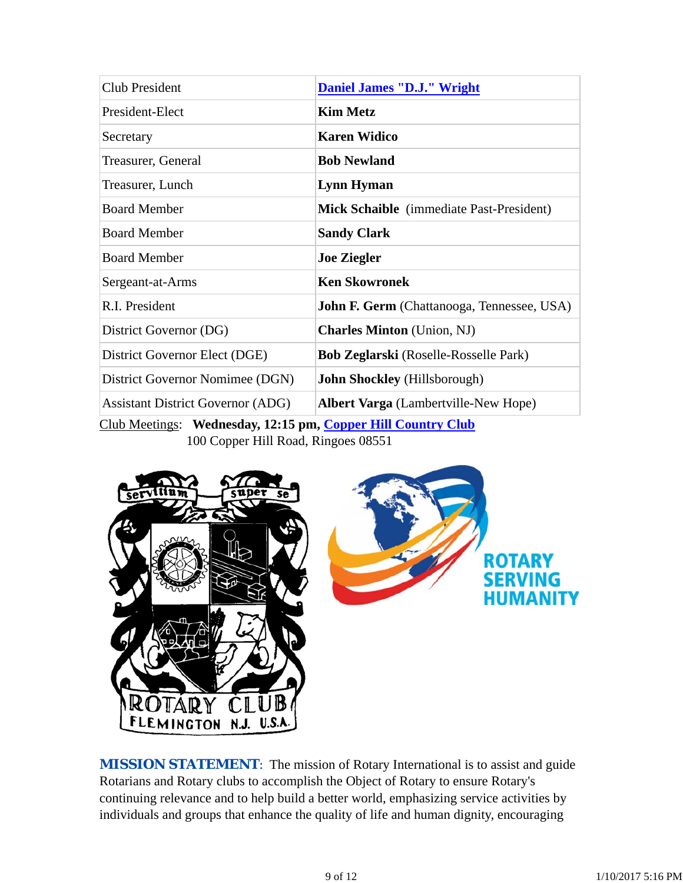| Club President | **Daniel James "D.J." Wright** |
|---|---|
| President-Elect | **Kim Metz** |
| Secretary | **Karen Widico** |
| Treasurer, General | **Bob Newland** |
| Treasurer, Lunch | **Lynn Hyman** |
| Board Member | **Mick Schaible** (immediate Past-President) |
| Board Member | **Sandy Clark** |
| Board Member | **Joe Ziegler** |
| Sergeant-at-Arms | **Ken Skowronek** |
| R.I. President | **John F. Germ** (Chattanooga, Tennessee, USA) |
| District Governor (DG) | **Charles Minton** (Union, NJ) |
| District Governor Elect (DGE) | **Bob Zeglarski** (Roselle-Rosselle Park) |
| District Governor Nominee (DGN) | **John Shockley** (Hillsborough) |
| Assistant District Governor (ADG) | **Albert Varga** (Lambertville-New Hope) |

Club Meetings: **Wednesday, 12:15 pm, Copper Hill Country Club**
100 Copper Hill Road, Ringoes 08551

**MISSION STATEMENT**: The mission of Rotary International is to assist and guide Rotarians and Rotary clubs to accomplish the Object of Rotary to ensure Rotary's continuing relevance and to help build a better world, emphasizing service activities by individuals and groups that enhance the quality of life and human dignity, encouraging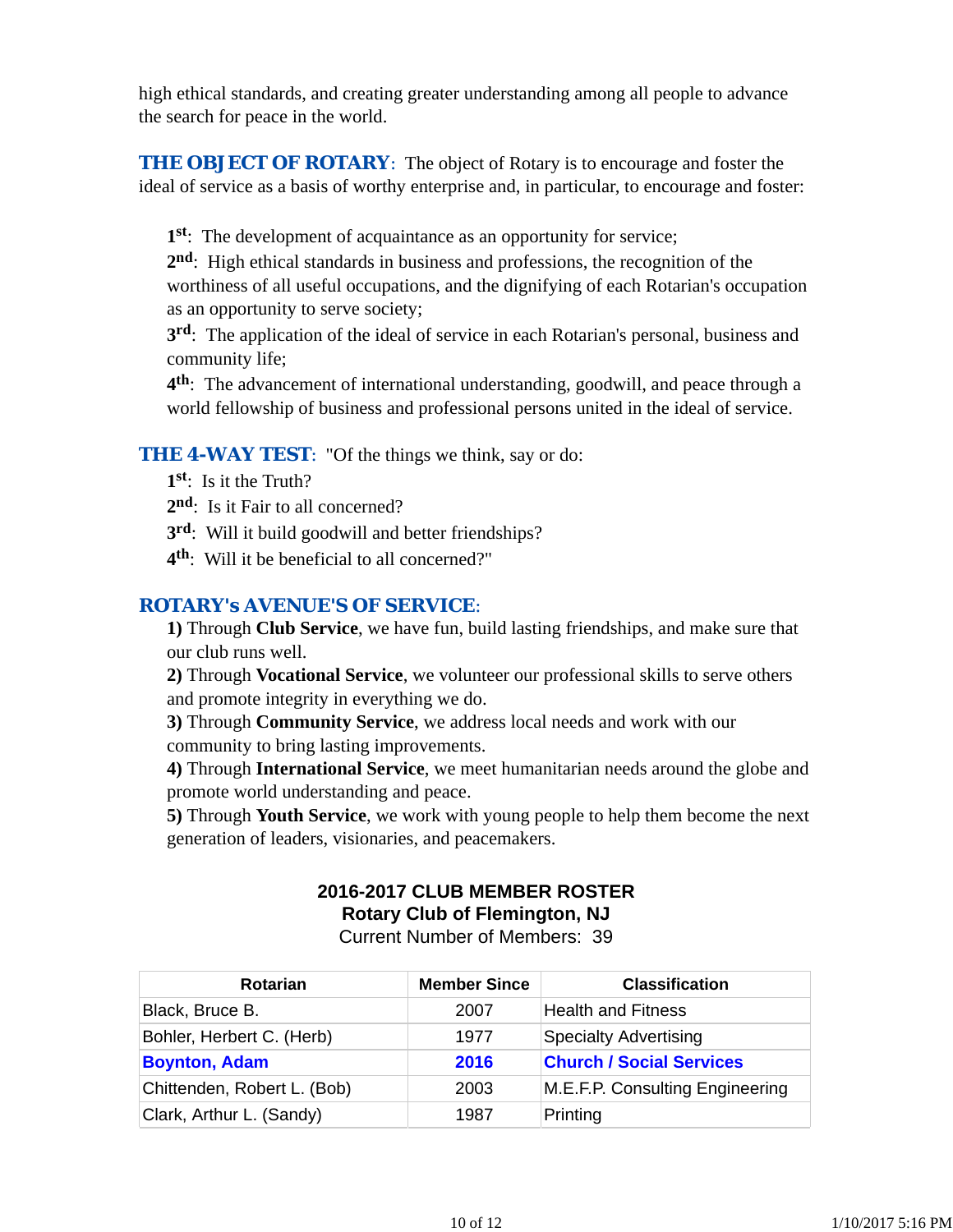high ethical standards, and creating greater understanding among all people to advance the search for peace in the world.

**THE OBJECT OF ROTARY**: The object of Rotary is to encourage and foster the ideal of service as a basis of worthy enterprise and, in particular, to encourage and foster:

**1st**: The development of acquaintance as an opportunity for service;
**2nd**: High ethical standards in business and professions, the recognition of the worthiness of all useful occupations, and the dignifying of each Rotarian's occupation as an opportunity to serve society;
**3rd**: The application of the ideal of service in each Rotarian's personal, business and community life;
**4th**: The advancement of international understanding, goodwill, and peace through a world fellowship of business and professional persons united in the ideal of service.

**THE 4-WAY TEST**: "Of the things we think, say or do:
**1st**: Is it the Truth?
**2nd**: Is it Fair to all concerned?
**3rd**: Will it build goodwill and better friendships?
**4th**: Will it be beneficial to all concerned?"

**ROTARY's AVENUE'S OF SERVICE**:
**1)** Through **Club Service**, we have fun, build lasting friendships, and make sure that our club runs well.
**2)** Through **Vocational Service**, we volunteer our professional skills to serve others and promote integrity in everything we do.
**3)** Through **Community Service**, we address local needs and work with our community to bring lasting improvements.
**4)** Through **International Service**, we meet humanitarian needs around the globe and promote world understanding and peace.
**5)** Through **Youth Service**, we work with young people to help them become the next generation of leaders, visionaries, and peacemakers.

**2016-2017 CLUB MEMBER ROSTER**
**Rotary Club of Flemington, NJ**
Current Number of Members: 39

| Rotarian | Member Since | Classification |
|---|---|---|
| Black, Bruce B. | 2007 | Health and Fitness |
| Bohler, Herbert C. (Herb) | 1977 | Specialty Advertising |
| **Boynton, Adam** | **2016** | **Church / Social Services** |
| Chittenden, Robert L. (Bob) | 2003 | M.E.F.P. Consulting Engineering |
| Clark, Arthur L. (Sandy) | 1987 | Printing |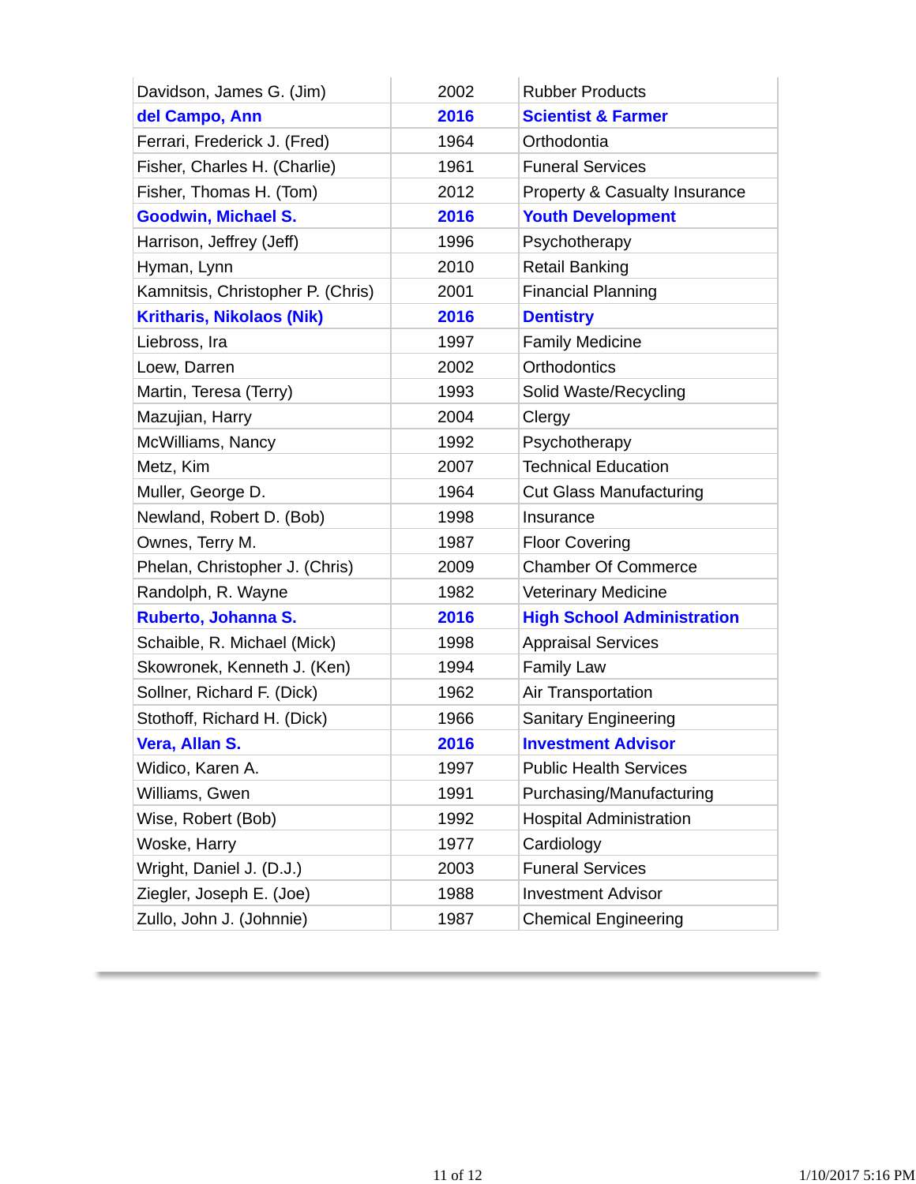| | | |
|---|---|---|
| Davidson, James G. (Jim) | 2002 | Rubber Products |
| **del Campo, Ann** | **2016** | **Scientist & Farmer** |
| Ferrari, Frederick J. (Fred) | 1964 | Orthodontia |
| Fisher, Charles H. (Charlie) | 1961 | Funeral Services |
| Fisher, Thomas H. (Tom) | 2012 | Property & Casualty Insurance |
| **Goodwin, Michael S.** | **2016** | **Youth Development** |
| Harrison, Jeffrey (Jeff) | 1996 | Psychotherapy |
| Hyman, Lynn | 2010 | Retail Banking |
| Kamnitsis, Christopher P. (Chris) | 2001 | Financial Planning |
| **Kritharis, Nikolaos (Nik)** | **2016** | **Dentistry** |
| Liebross, Ira | 1997 | Family Medicine |
| Loew, Darren | 2002 | Orthodontics |
| Martin, Teresa (Terry) | 1993 | Solid Waste/Recycling |
| Mazujian, Harry | 2004 | Clergy |
| McWilliams, Nancy | 1992 | Psychotherapy |
| Metz, Kim | 2007 | Technical Education |
| Muller, George D. | 1964 | Cut Glass Manufacturing |
| Newland, Robert D. (Bob) | 1998 | Insurance |
| Ownes, Terry M. | 1987 | Floor Covering |
| Phelan, Christopher J. (Chris) | 2009 | Chamber Of Commerce |
| Randolph, R. Wayne | 1982 | Veterinary Medicine |
| **Ruberto, Johanna S.** | **2016** | **High School Administration** |
| Schaible, R. Michael (Mick) | 1998 | Appraisal Services |
| Skowronek, Kenneth J. (Ken) | 1994 | Family Law |
| Sollner, Richard F. (Dick) | 1962 | Air Transportation |
| Stothoff, Richard H. (Dick) | 1966 | Sanitary Engineering |
| **Vera, Allan S.** | **2016** | **Investment Advisor** |
| Widico, Karen A. | 1997 | Public Health Services |
| Williams, Gwen | 1991 | Purchasing/Manufacturing |
| Wise, Robert (Bob) | 1992 | Hospital Administration |
| Woske, Harry | 1977 | Cardiology |
| Wright, Daniel J. (D.J.) | 2003 | Funeral Services |
| Ziegler, Joseph E. (Joe) | 1988 | Investment Advisor |
| Zullo, John J. (Johnnie) | 1987 | Chemical Engineering |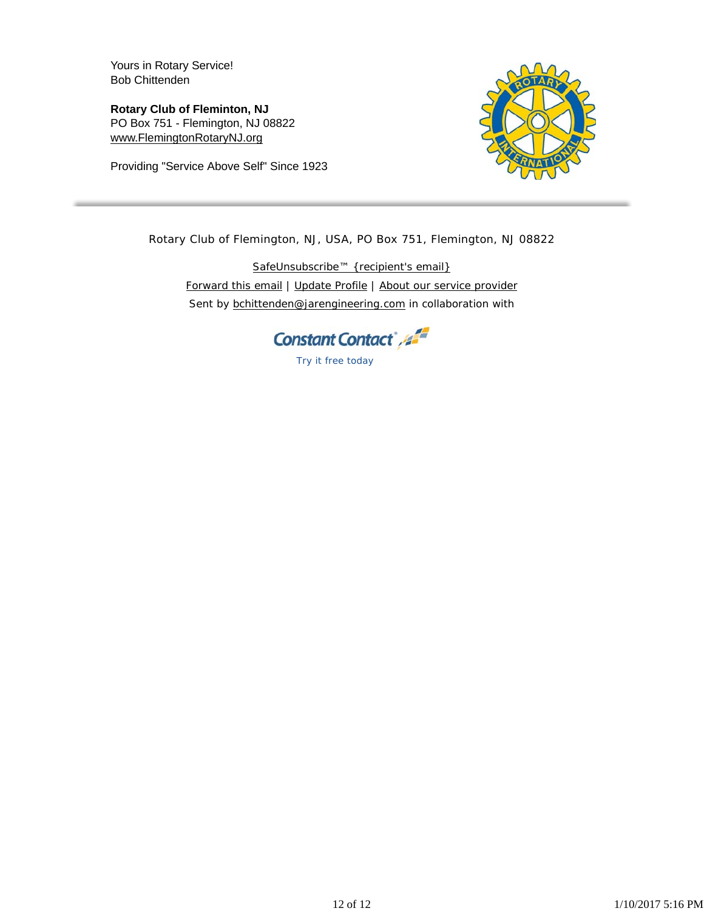Yours in Rotary Service!
Bob Chittenden

**Rotary Club of Fleminton, NJ**
PO Box 751 - Flemington, NJ 08822
www.FlemingtonRotaryNJ.org

Providing "Service Above Self" Since 1923

---

Rotary Club of Flemington, NJ, USA, PO Box 751, Flemington, NJ 08822

SafeUnsubscribe™ {recipient's email}

Forward this email | Update Profile | About our service provider

Sent by bchittenden@jarengineering.com in collaboration with

Constant Contact

Try it free today